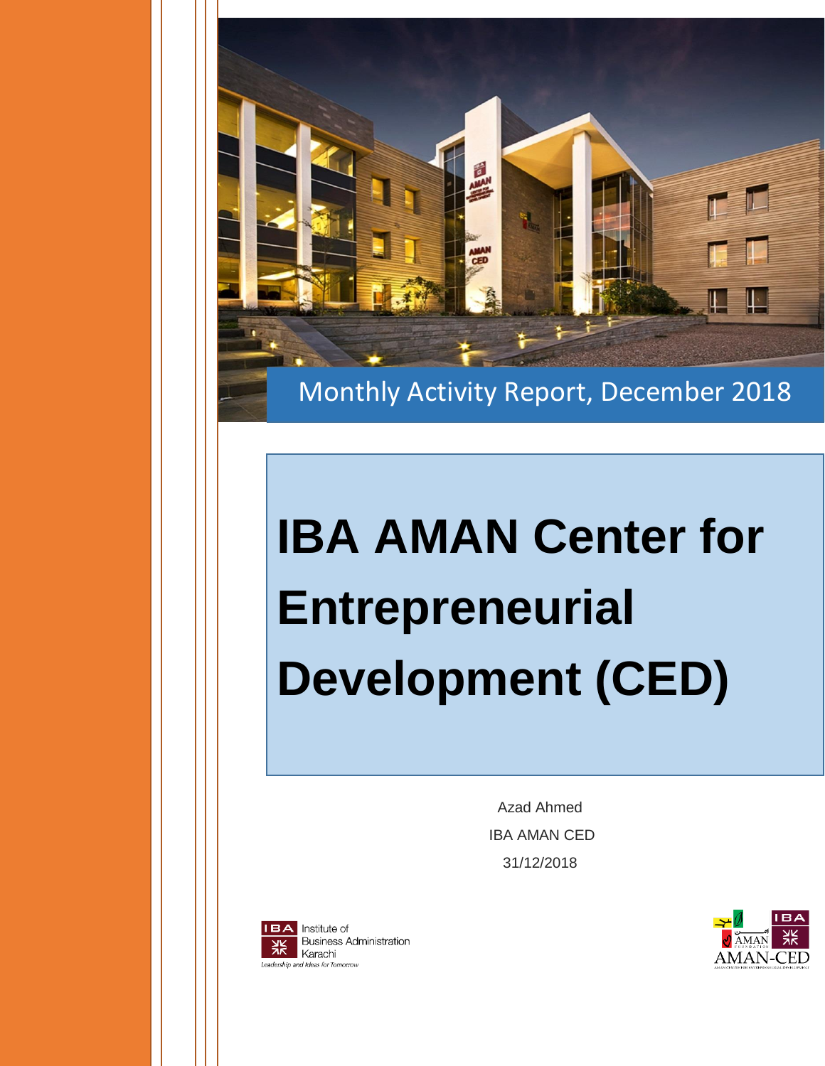Monthly Activity Report, December 2018

# IBA AMAN Center for Entrepreneurial Development (CED)

Azad Ahmed

IBA AMAN CED

31/12/2018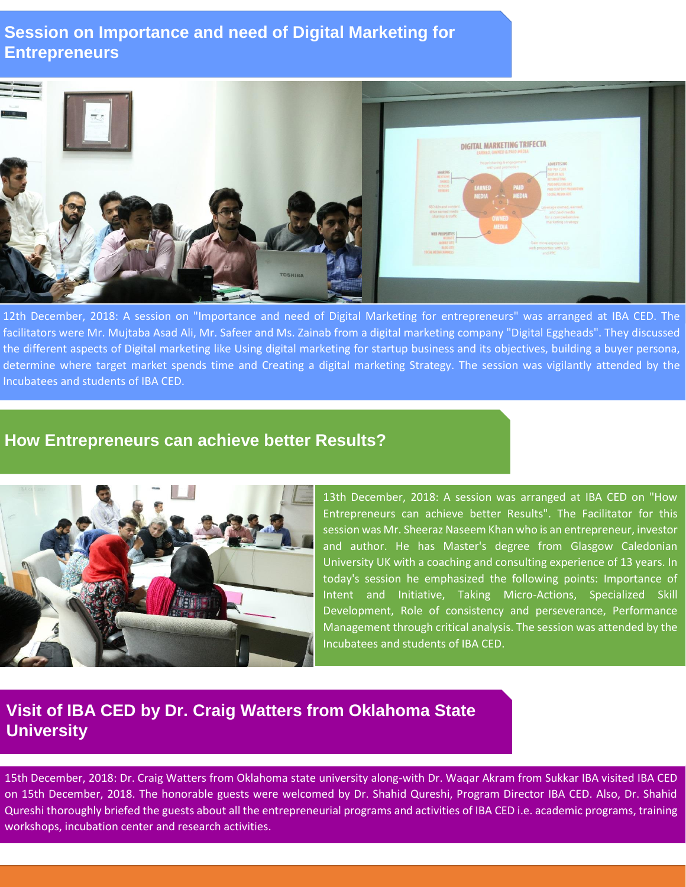## Session on Importance and need of Digital Marketing for Entrepreneurs

12th December, 2018: A session on "Importance and need of Digital Marketing for entrepreneurs" was arranged at IBA CED. The facilitators were Mr. Mujtaba Asad Ali, Mr. Safeer and Ms. Zainab from a digital marketing company "Digital Eggheads". They discussed the different aspects of Digital marketing like Using digital marketing for startup business and its objectives, building a buyer persona, determine where target market spends time and Creating a digital marketing Strategy. The session was vigilantly attended by the Incubatees and students of IBA CED.

## How Entrepreneurs can achieve better Results?

13th December, 2018: A session was arranged at IBA CED on "How Entrepreneurs can achieve better Results". The Facilitator for this session was Mr. Sheeraz Naseem Khan who is an entrepreneur, investor and author. He has Master's degree from Glasgow Caledonian University UK with a coaching and consulting experience of 13 years. In today's session he emphasized the following points: Importance of Intent and Initiative, Taking Micro-Actions, Specialized Skill Development, Role of consistency and perseverance, Performance Management through critical analysis. The session was attended by the Incubatees and students of IBA CED.

## Visit of IBA CED by Dr. Craig Watters from Oklahoma State University

15th December, 2018: Dr. Craig Watters from Oklahoma state university along-with Dr. Waqar Akram from Sukkar IBA visited IBA CED on 15th December, 2018. The honorable guests were welcomed by Dr. Shahid Qureshi, Program Director IBA CED. Also, Dr. Shahid Qureshi thoroughly briefed the guests about all the entrepreneurial programs and activities of IBA CED i.e. academic programs, training workshops, incubation center and research activities.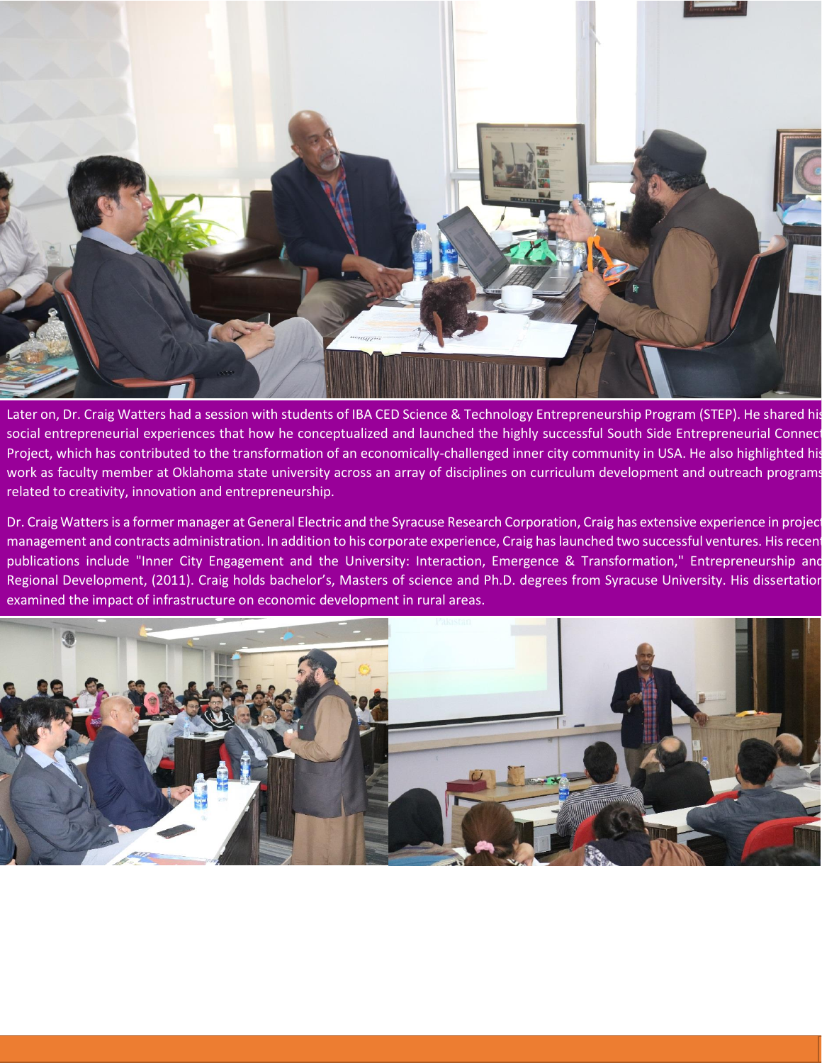Later on, Dr. Craig Watters had a session with students of IBA CED Science & Technology Entrepreneurship Program (STEP). He shared his social entrepreneurial experiences that how he conceptualized and launched the highly successful South Side Entrepreneurial Connect Project, which has contributed to the transformation of an economically-challenged inner city community in USA. He also highlighted his work as faculty member at Oklahoma state university across an array of disciplines on curriculum development and outreach programs related to creativity, innovation and entrepreneurship.

Dr. Craig Watters is a former manager at General Electric and the Syracuse Research Corporation, Craig has extensive experience in project management and contracts administration. In addition to his corporate experience, Craig has launched two successful ventures. His recent publications include "Inner City Engagement and the University: Interaction, Emergence & Transformation," Entrepreneurship and Regional Development, (2011). Craig holds bachelor's, Masters of science and Ph.D. degrees from Syracuse University. His dissertation examined the impact of infrastructure on economic development in rural areas.